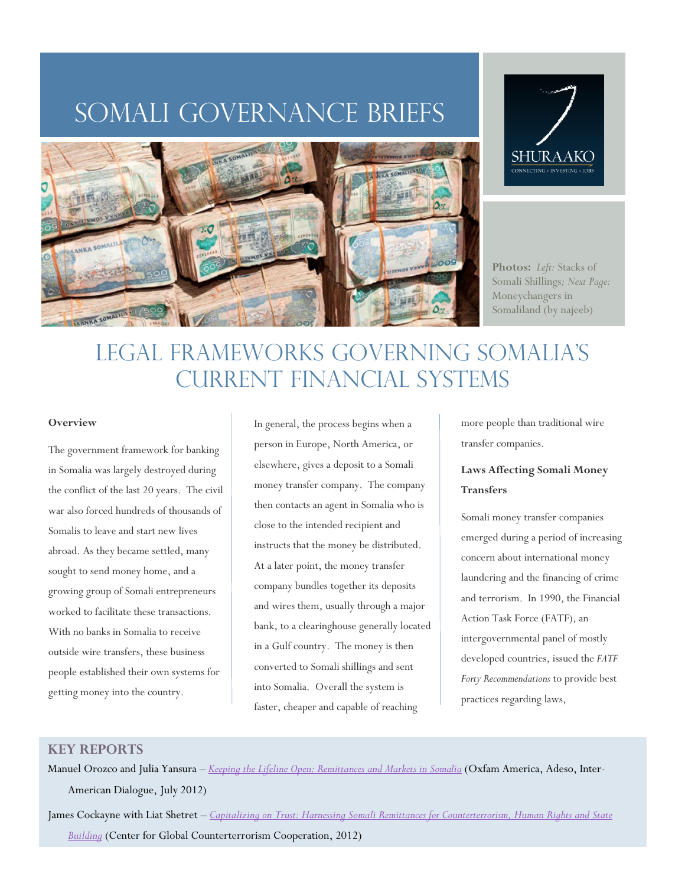# SOMALI GOVERNANCE BRIEFS

SHURAAKO
CONNECTING • INVESTING • JOBS

**Photos:** *Left:* Stacks of Somali Shillings*; Next Page:* Moneychangers in Somaliland (by najeeb)

# LEGAL FRAMEWORKS GOVERNING SOMALIA'S CURRENT FINANCIAL SYSTEMS

**Overview**

The government framework for banking in Somalia was largely destroyed during the conflict of the last 20 years. The civil war also forced hundreds of thousands of Somalis to leave and start new lives abroad. As they became settled, many sought to send money home, and a growing group of Somali entrepreneurs worked to facilitate these transactions. With no banks in Somalia to receive outside wire transfers, these business people established their own systems for getting money into the country.

In general, the process begins when a person in Europe, North America, or elsewhere, gives a deposit to a Somali money transfer company. The company then contacts an agent in Somalia who is close to the intended recipient and instructs that the money be distributed. At a later point, the money transfer company bundles together its deposits and wires them, usually through a major bank, to a clearinghouse generally located in a Gulf country. The money is then converted to Somali shillings and sent into Somalia. Overall the system is faster, cheaper and capable of reaching more people than traditional wire transfer companies.

**Laws Affecting Somali Money Transfers**

Somali money transfer companies emerged during a period of increasing concern about international money laundering and the financing of crime and terrorism. In 1990, the Financial Action Task Force (FATF), an intergovernmental panel of mostly developed countries, issued the *FATF Forty Recommendations* to provide best practices regarding laws,

## KEY REPORTS

Manuel Orozco and Julia Yansura – *Keeping the Lifeline Open: Remittances and Markets in Somalia* (Oxfam America, Adeso, Inter-American Dialogue, July 2012)

James Cockayne with Liat Shetret – *Capitalizing on Trust: Harnessing Somali Remittances for Counterterrorism, Human Rights and State Building* (Center for Global Counterterrorism Cooperation, 2012)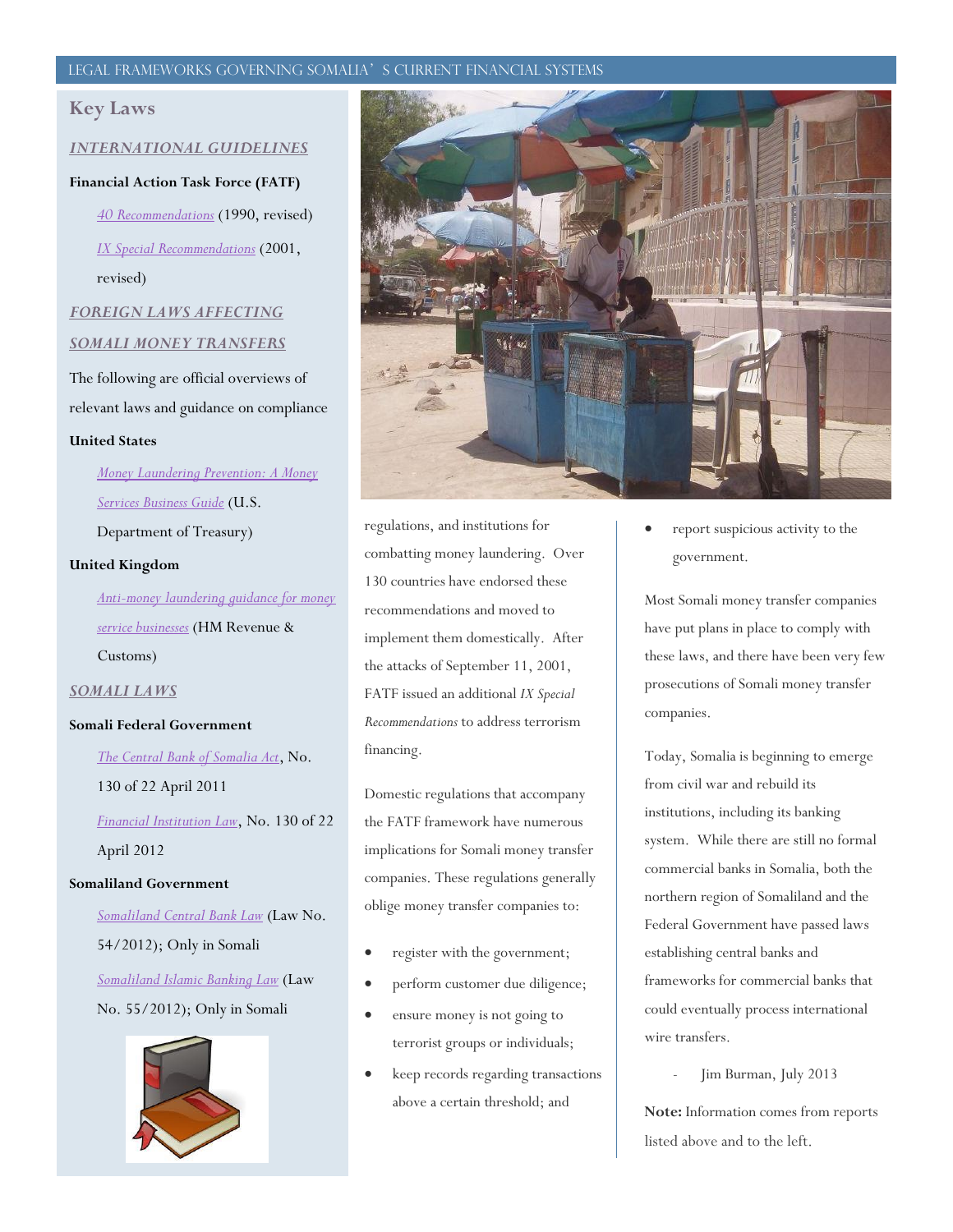## LEGAL FRAMEWORKS GOVERNING SOMALIA'S CURRENT FINANCIAL SYSTEMS

## Key Laws

### *INTERNATIONAL GUIDELINES*

**Financial Action Task Force (FATF)**

*40 Recommendations* (1990, revised)

*IX Special Recommendations* (2001, revised)

### *FOREIGN LAWS AFFECTING SOMALI MONEY TRANSFERS*

The following are official overviews of relevant laws and guidance on compliance

**United States**

*Money Laundering Prevention: A Money Services Business Guide* (U.S. Department of Treasury)

**United Kingdom**

*Anti-money laundering guidance for money service businesses* (HM Revenue & Customs)

### *SOMALI LAWS*

**Somali Federal Government**

*The Central Bank of Somalia Act*, No. 130 of 22 April 2011

*Financial Institution Law*, No. 130 of 22 April 2012

**Somaliland Government**

*Somaliland Central Bank Law* (Law No. 54/2012); Only in Somali

*Somaliland Islamic Banking Law* (Law No. 55/2012); Only in Somali

regulations, and institutions for combatting money laundering. Over 130 countries have endorsed these recommendations and moved to implement them domestically. After the attacks of September 11, 2001, FATF issued an additional *IX Special Recommendations* to address terrorism financing.

Domestic regulations that accompany the FATF framework have numerous implications for Somali money transfer companies. These regulations generally oblige money transfer companies to:

- register with the government;
- perform customer due diligence;
- ensure money is not going to terrorist groups or individuals;
- keep records regarding transactions above a certain threshold; and
- report suspicious activity to the government.

Most Somali money transfer companies have put plans in place to comply with these laws, and there have been very few prosecutions of Somali money transfer companies.

Today, Somalia is beginning to emerge from civil war and rebuild its institutions, including its banking system. While there are still no formal commercial banks in Somalia, both the northern region of Somaliland and the Federal Government have passed laws establishing central banks and frameworks for commercial banks that could eventually process international wire transfers.

- Jim Burman, July 2013

**Note:** Information comes from reports listed above and to the left.